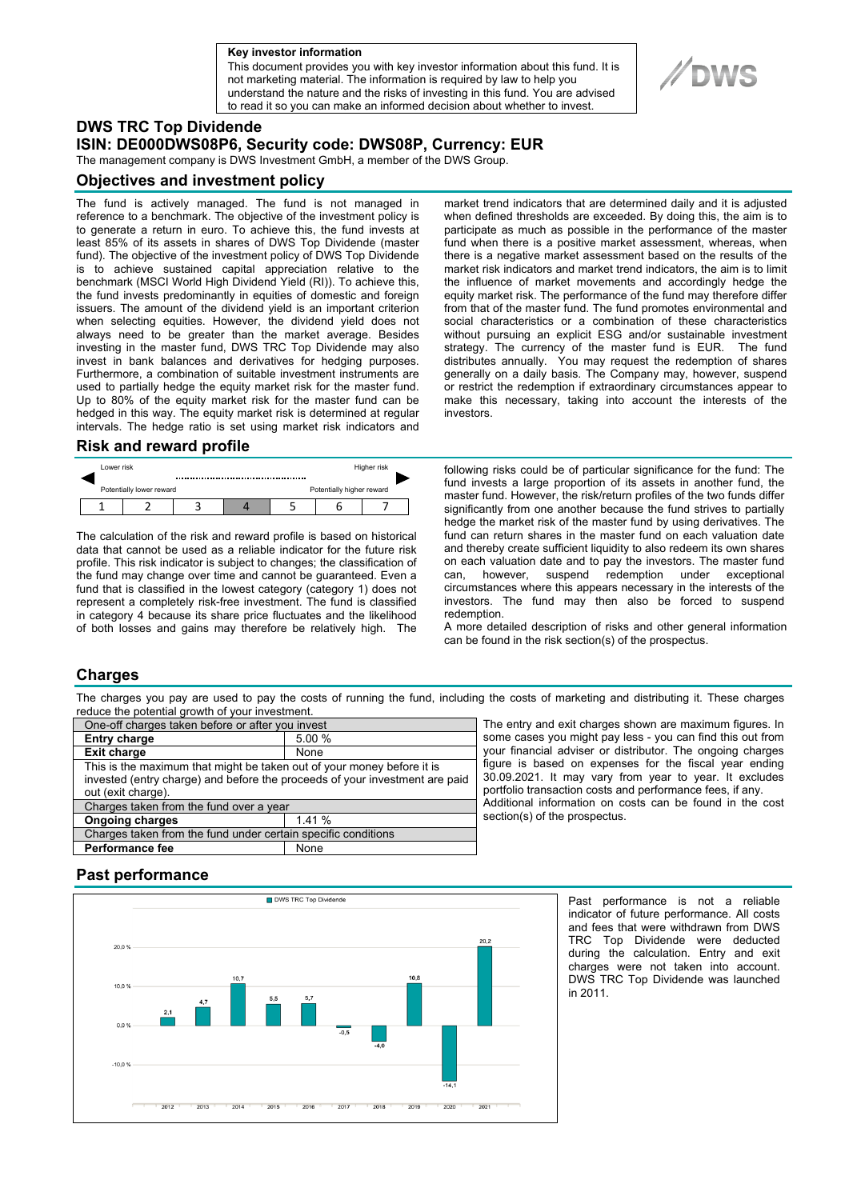**Key investor information**

This document provides you with key investor information about this fund. It is not marketing material. The information is required by law to help you understand the nature and the risks of investing in this fund. You are advised to read it so you can make an informed decision about whether to invest.

DWS

# DWS TRC Top Dividende

## ISIN: DE000DWS08P6, Security code: DWS08P, Currency: EUR

The management company is DWS Investment GmbH, a member of the DWS Group.

## Objectives and investment policy

The fund is actively managed. The fund is not managed in reference to a benchmark. The objective of the investment policy is to generate a return in euro. To achieve this, the fund invests at least 85% of its assets in shares of DWS Top Dividende (master fund). The objective of the investment policy of DWS Top Dividende is to achieve sustained capital appreciation relative to the benchmark (MSCI World High Dividend Yield (RI)). To achieve this, the fund invests predominantly in equities of domestic and foreign issuers. The amount of the dividend yield is an important criterion when selecting equities. However, the dividend yield does not always need to be greater than the market average. Besides investing in the master fund, DWS TRC Top Dividende may also invest in bank balances and derivatives for hedging purposes. Furthermore, a combination of suitable investment instruments are used to partially hedge the equity market risk for the master fund. Up to 80% of the equity market risk for the master fund can be hedged in this way. The equity market risk is determined at regular intervals. The hedge ratio is set using market risk indicators and market trend indicators that are determined daily and it is adjusted when defined thresholds are exceeded. By doing this, the aim is to participate as much as possible in the performance of the master fund when there is a positive market assessment, whereas, when there is a negative market assessment based on the results of the market risk indicators and market trend indicators, the aim is to limit the influence of market movements and accordingly hedge the equity market risk. The performance of the fund may therefore differ from that of the master fund. The fund promotes environmental and social characteristics or a combination of these characteristics without pursuing an explicit ESG and/or sustainable investment strategy. The currency of the master fund is EUR. The fund distributes annually. You may request the redemption of shares generally on a daily basis. The Company may, however, suspend or restrict the redemption if extraordinary circumstances appear to make this necessary, taking into account the interests of the investors.

## Risk and reward profile

Lower risk — Higher risk

Potentially lower reward — Potentially higher reward

| 1 | 2 | 3 | **4** | 5 | 6 | 7 |
|---|---|---|---|---|---|---|

The calculation of the risk and reward profile is based on historical data that cannot be used as a reliable indicator for the future risk profile. This risk indicator is subject to changes; the classification of the fund may change over time and cannot be guaranteed. Even a fund that is classified in the lowest category (category 1) does not represent a completely risk-free investment. The fund is classified in category 4 because its share price fluctuates and the likelihood of both losses and gains may therefore be relatively high. The following risks could be of particular significance for the fund: The fund invests a large proportion of its assets in another fund, the master fund. However, the risk/return profiles of the two funds differ significantly from one another because the fund strives to partially hedge the market risk of the master fund by using derivatives. The fund can return shares in the master fund on each valuation date and thereby create sufficient liquidity to also redeem its own shares on each valuation date and to pay the investors. The master fund can, however, suspend redemption under exceptional circumstances where this appears necessary in the interests of the investors. The fund may then also be forced to suspend redemption.

A more detailed description of risks and other general information can be found in the risk section(s) of the prospectus.

## Charges

The charges you pay are used to pay the costs of running the fund, including the costs of marketing and distributing it. These charges reduce the potential growth of your investment.

| One-off charges taken before or after you invest | |
|---|---|
| **Entry charge** | 5.00 % |
| **Exit charge** | None |
| This is the maximum that might be taken out of your money before it is invested (entry charge) and before the proceeds of your investment are paid out (exit charge). | |
| Charges taken from the fund over a year | |
| **Ongoing charges** | 1.41 % |
| Charges taken from the fund under certain specific conditions | |
| **Performance fee** | None |

The entry and exit charges shown are maximum figures. In some cases you might pay less - you can find this out from your financial adviser or distributor. The ongoing charges figure is based on expenses for the fiscal year ending 30.09.2021. It may vary from year to year. It excludes portfolio transaction costs and performance fees, if any. Additional information on costs can be found in the cost section(s) of the prospectus.

## Past performance

| Year | DWS TRC Top Dividende (%) |
|---|---|
| 2012 | 2,1 |
| 2013 | 4,7 |
| 2014 | 10,7 |
| 2015 | 5,5 |
| 2016 | 5,7 |
| 2017 | -0,5 |
| 2018 | -4,0 |
| 2019 | 10,8 |
| 2020 | -14,1 |
| 2021 | 20,2 |

Past performance is not a reliable indicator of future performance. All costs and fees that were withdrawn from DWS TRC Top Dividende were deducted during the calculation. Entry and exit charges were not taken into account. DWS TRC Top Dividende was launched in 2011.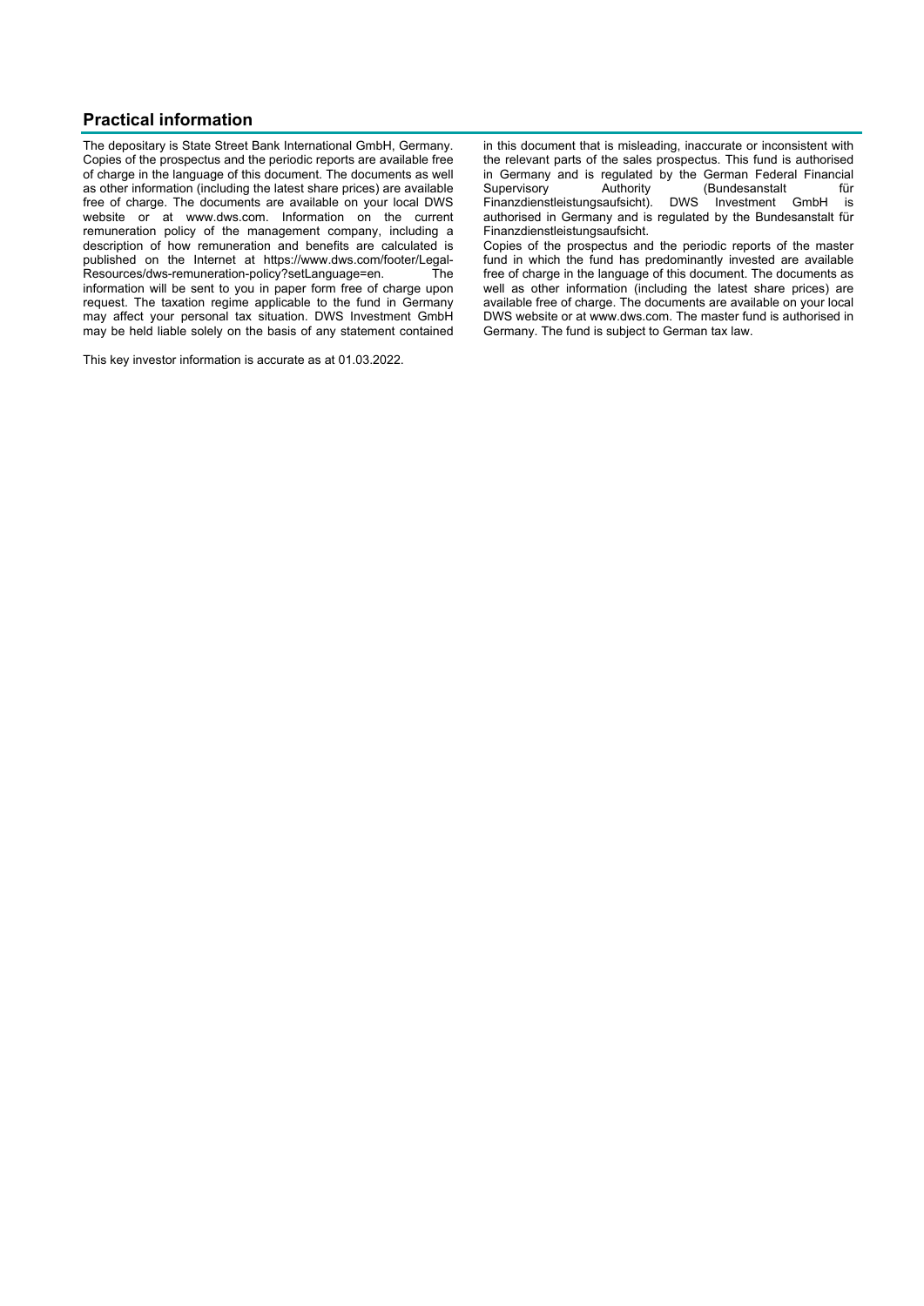## Practical information

The depositary is State Street Bank International GmbH, Germany. Copies of the prospectus and the periodic reports are available free of charge in the language of this document. The documents as well as other information (including the latest share prices) are available free of charge. The documents are available on your local DWS website or at www.dws.com. Information on the current remuneration policy of the management company, including a description of how remuneration and benefits are calculated is published on the Internet at https://www.dws.com/footer/Legal-Resources/dws-remuneration-policy?setLanguage=en. The information will be sent to you in paper form free of charge upon request. The taxation regime applicable to the fund in Germany may affect your personal tax situation. DWS Investment GmbH may be held liable solely on the basis of any statement contained in this document that is misleading, inaccurate or inconsistent with the relevant parts of the sales prospectus. This fund is authorised in Germany and is regulated by the German Federal Financial Supervisory Authority (Bundesanstalt für Finanzdienstleistungsaufsicht). DWS Investment GmbH is authorised in Germany and is regulated by the Bundesanstalt für Finanzdienstleistungsaufsicht.

Copies of the prospectus and the periodic reports of the master fund in which the fund has predominantly invested are available free of charge in the language of this document. The documents as well as other information (including the latest share prices) are available free of charge. The documents are available on your local DWS website or at www.dws.com. The master fund is authorised in Germany. The fund is subject to German tax law.

This key investor information is accurate as at 01.03.2022.